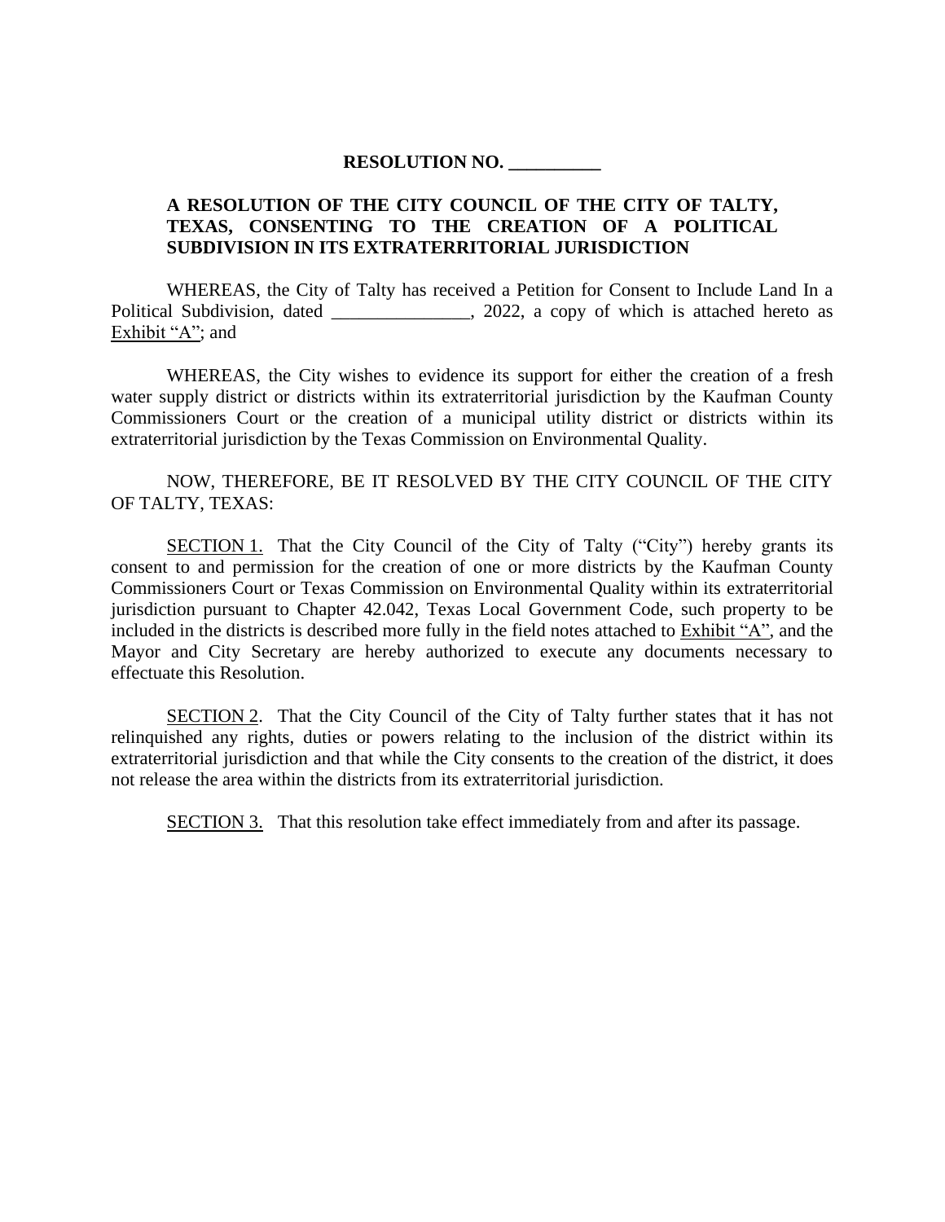**RESOLUTION NO. __________**

**A RESOLUTION OF THE CITY COUNCIL OF THE CITY OF TALTY, TEXAS, CONSENTING TO THE CREATION OF A POLITICAL SUBDIVISION IN ITS EXTRATERRITORIAL JURISDICTION**

WHEREAS, the City of Talty has received a Petition for Consent to Include Land In a Political Subdivision, dated _______________, 2022, a copy of which is attached hereto as Exhibit "A"; and

WHEREAS, the City wishes to evidence its support for either the creation of a fresh water supply district or districts within its extraterritorial jurisdiction by the Kaufman County Commissioners Court or the creation of a municipal utility district or districts within its extraterritorial jurisdiction by the Texas Commission on Environmental Quality.

NOW, THEREFORE, BE IT RESOLVED BY THE CITY COUNCIL OF THE CITY OF TALTY, TEXAS:

SECTION 1. That the City Council of the City of Talty ("City") hereby grants its consent to and permission for the creation of one or more districts by the Kaufman County Commissioners Court or Texas Commission on Environmental Quality within its extraterritorial jurisdiction pursuant to Chapter 42.042, Texas Local Government Code, such property to be included in the districts is described more fully in the field notes attached to Exhibit "A", and the Mayor and City Secretary are hereby authorized to execute any documents necessary to effectuate this Resolution.

SECTION 2. That the City Council of the City of Talty further states that it has not relinquished any rights, duties or powers relating to the inclusion of the district within its extraterritorial jurisdiction and that while the City consents to the creation of the district, it does not release the area within the districts from its extraterritorial jurisdiction.

SECTION 3. That this resolution take effect immediately from and after its passage.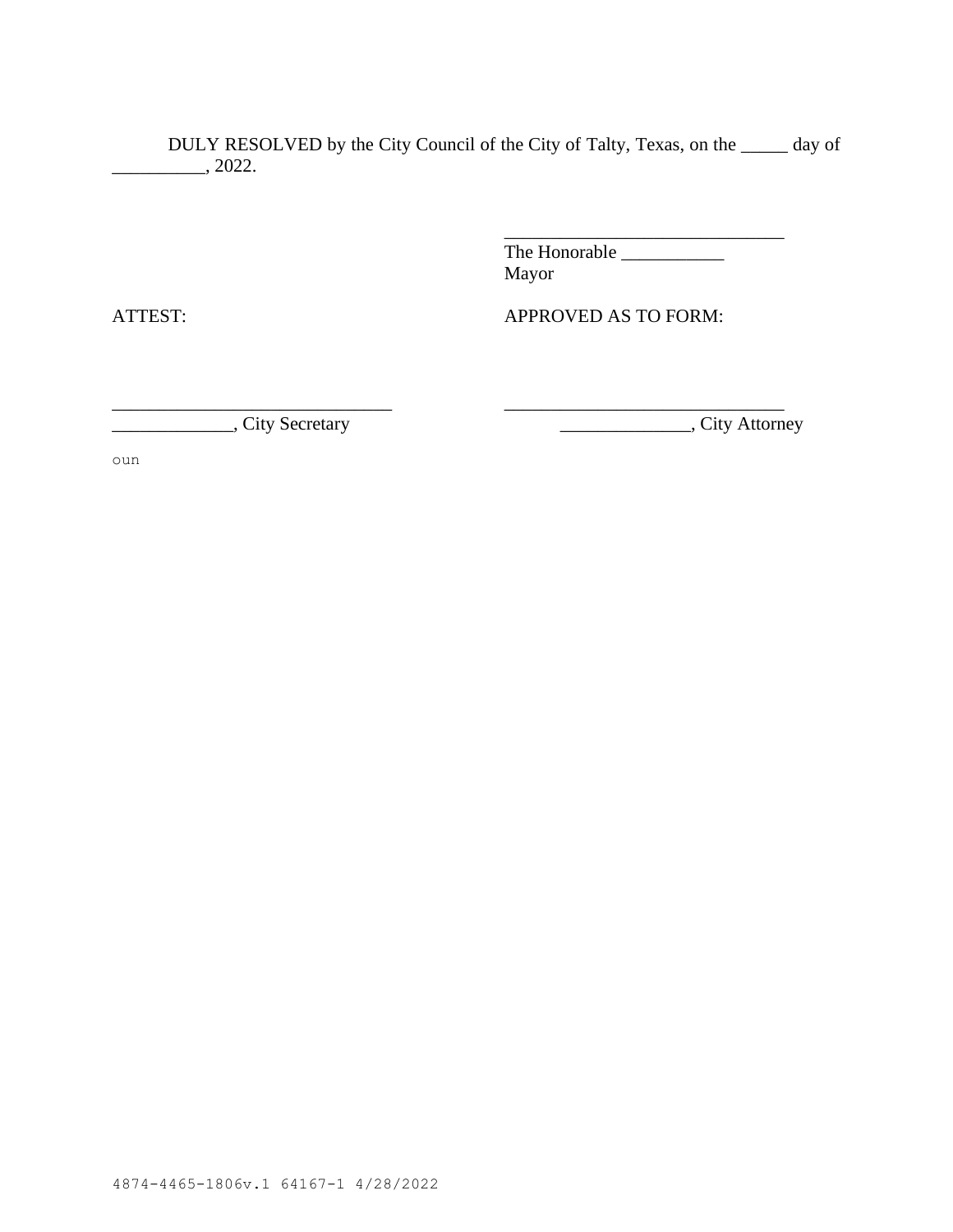DULY RESOLVED by the City Council of the City of Talty, Texas, on the _____ day of __________, 2022.

______________________________
The Honorable ___________
Mayor

ATTEST:

______________________________
_____________, City Secretary

APPROVED AS TO FORM:

______________________________
______________, City Attorney

oun

4874-4465-1806v.1 64167-1 4/28/2022